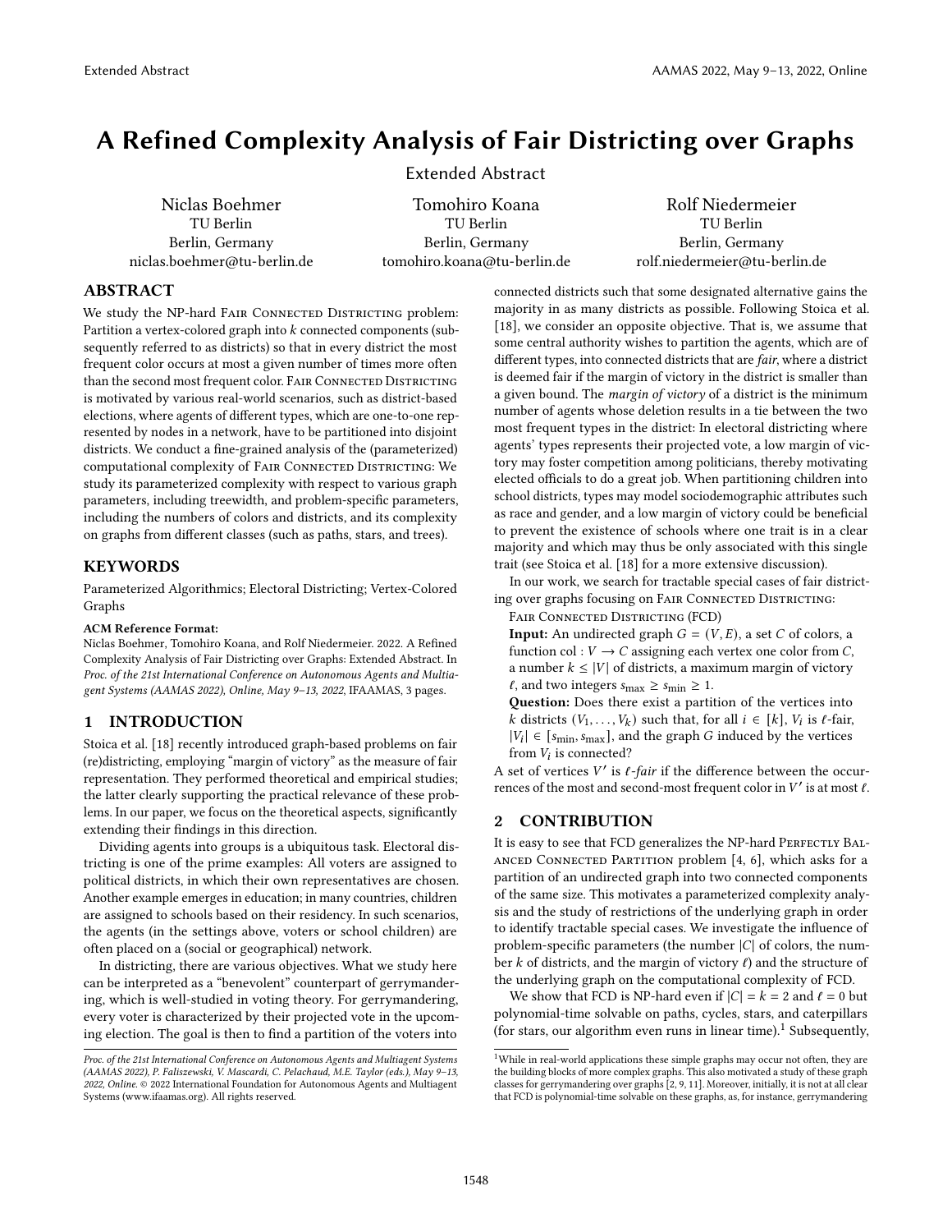# A Refined Complexity Analysis of Fair Districting over Graphs

Extended Abstract

Niclas Boehmer
TU Berlin
Berlin, Germany
niclas.boehmer@tu-berlin.de

Tomohiro Koana
TU Berlin
Berlin, Germany
tomohiro.koana@tu-berlin.de

Rolf Niedermeier
TU Berlin
Berlin, Germany
rolf.niedermeier@tu-berlin.de

## ABSTRACT

We study the NP-hard Fair Connected Districting problem: Partition a vertex-colored graph into $k$ connected components (subsequently referred to as districts) so that in every district the most frequent color occurs at most a given number of times more often than the second most frequent color. Fair Connected Districting is motivated by various real-world scenarios, such as district-based elections, where agents of different types, which are one-to-one represented by nodes in a network, have to be partitioned into disjoint districts. We conduct a fine-grained analysis of the (parameterized) computational complexity of Fair Connected Districting: We study its parameterized complexity with respect to various graph parameters, including treewidth, and problem-specific parameters, including the numbers of colors and districts, and its complexity on graphs from different classes (such as paths, stars, and trees).

## KEYWORDS

Parameterized Algorithmics; Electoral Districting; Vertex-Colored Graphs

**ACM Reference Format:**
Niclas Boehmer, Tomohiro Koana, and Rolf Niedermeier. 2022. A Refined Complexity Analysis of Fair Districting over Graphs: Extended Abstract. In *Proc. of the 21st International Conference on Autonomous Agents and Multiagent Systems (AAMAS 2022), Online, May 9–13, 2022*, IFAAMAS, 3 pages.

## 1 INTRODUCTION

Stoica et al. [18] recently introduced graph-based problems on fair (re)districting, employing "margin of victory" as the measure of fair representation. They performed theoretical and empirical studies; the latter clearly supporting the practical relevance of these problems. In our paper, we focus on the theoretical aspects, significantly extending their findings in this direction.

Dividing agents into groups is a ubiquitous task. Electoral districting is one of the prime examples: All voters are assigned to political districts, in which their own representatives are chosen. Another example emerges in education; in many countries, children are assigned to schools based on their residency. In such scenarios, the agents (in the settings above, voters or school children) are often placed on a (social or geographical) network.

In districting, there are various objectives. What we study here can be interpreted as a "benevolent" counterpart of gerrymandering, which is well-studied in voting theory. For gerrymandering, every voter is characterized by their projected vote in the upcoming election. The goal is then to find a partition of the voters into connected districts such that some designated alternative gains the majority in as many districts as possible. Following Stoica et al. [18], we consider an opposite objective. That is, we assume that some central authority wishes to partition the agents, which are of different types, into connected districts that are *fair*, where a district is deemed fair if the margin of victory in the district is smaller than a given bound. The *margin of victory* of a district is the minimum number of agents whose deletion results in a tie between the two most frequent types in the district: In electoral districting where agents' types represents their projected vote, a low margin of victory may foster competition among politicians, thereby motivating elected officials to do a great job. When partitioning children into school districts, types may model sociodemographic attributes such as race and gender, and a low margin of victory could be beneficial to prevent the existence of schools where one trait is in a clear majority and which may thus be only associated with this single trait (see Stoica et al. [18] for a more extensive discussion).

In our work, we search for tractable special cases of fair districting over graphs focusing on Fair Connected Districting:

Fair Connected Districting (FCD)
**Input:** An undirected graph $G = (V, E)$, a set $C$ of colors, a function $\text{col} : V \to C$ assigning each vertex one color from $C$, a number $k \leq |V|$ of districts, a maximum margin of victory $\ell$, and two integers $s_{\max} \geq s_{\min} \geq 1$.
**Question:** Does there exist a partition of the vertices into $k$ districts $(V_1, \ldots, V_k)$ such that, for all $i \in [k]$, $V_i$ is $\ell$-fair, $|V_i| \in [s_{\min}, s_{\max}]$, and the graph $G$ induced by the vertices from $V_i$ is connected?

A set of vertices $V'$ is *$\ell$-fair* if the difference between the occurrences of the most and second-most frequent color in $V'$ is at most $\ell$.

## 2 CONTRIBUTION

It is easy to see that FCD generalizes the NP-hard Perfectly Balanced Connected Partition problem [4, 6], which asks for a partition of an undirected graph into two connected components of the same size. This motivates a parameterized complexity analysis and the study of restrictions of the underlying graph in order to identify tractable special cases. We investigate the influence of problem-specific parameters (the number $|C|$ of colors, the number $k$ of districts, and the margin of victory $\ell$) and the structure of the underlying graph on the computational complexity of FCD.

We show that FCD is NP-hard even if $|C| = k = 2$ and $\ell = 0$ but polynomial-time solvable on paths, cycles, stars, and caterpillars (for stars, our algorithm even runs in linear time).[1] Subsequently,

[1] While in real-world applications these simple graphs may occur not often, they are the building blocks of more complex graphs. This also motivated a study of these graph classes for gerrymandering over graphs [2, 9, 11]. Moreover, initially, it is not at all clear that FCD is polynomial-time solvable on these graphs, as, for instance, gerrymandering

*Proc. of the 21st International Conference on Autonomous Agents and Multiagent Systems (AAMAS 2022), P. Faliszewski, V. Mascardi, C. Pelachaud, M.E. Taylor (eds.), May 9–13, 2022, Online.* © 2022 International Foundation for Autonomous Agents and Multiagent Systems (www.ifaamas.org). All rights reserved.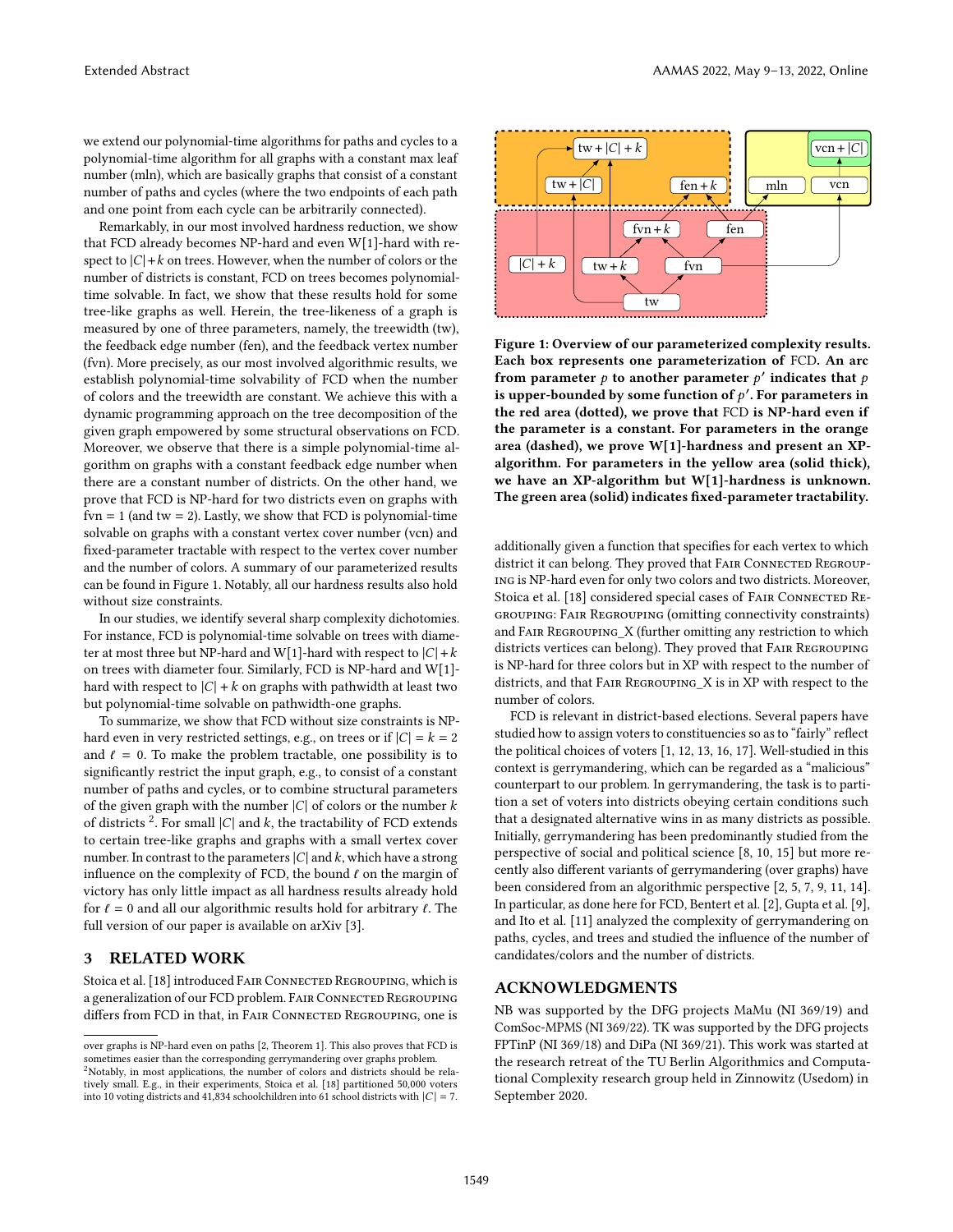we extend our polynomial-time algorithms for paths and cycles to a polynomial-time algorithm for all graphs with a constant max leaf number (mln), which are basically graphs that consist of a constant number of paths and cycles (where the two endpoints of each path and one point from each cycle can be arbitrarily connected).

Remarkably, in our most involved hardness reduction, we show that FCD already becomes NP-hard and even W[1]-hard with respect to $|C|+k$ on trees. However, when the number of colors or the number of districts is constant, FCD on trees becomes polynomial-time solvable. In fact, we show that these results hold for some tree-like graphs as well. Herein, the tree-likeness of a graph is measured by one of three parameters, namely, the treewidth (tw), the feedback edge number (fen), and the feedback vertex number (fvn). More precisely, as our most involved algorithmic results, we establish polynomial-time solvability of FCD when the number of colors and the treewidth are constant. We achieve this with a dynamic programming approach on the tree decomposition of the given graph empowered by some structural observations on FCD. Moreover, we observe that there is a simple polynomial-time algorithm on graphs with a constant feedback edge number when there are a constant number of districts. On the other hand, we prove that FCD is NP-hard for two districts even on graphs with fvn = 1 (and tw = 2). Lastly, we show that FCD is polynomial-time solvable on graphs with a constant vertex cover number (vcn) and fixed-parameter tractable with respect to the vertex cover number and the number of colors. A summary of our parameterized results can be found in Figure 1. Notably, all our hardness results also hold without size constraints.

In our studies, we identify several sharp complexity dichotomies. For instance, FCD is polynomial-time solvable on trees with diameter at most three but NP-hard and W[1]-hard with respect to $|C|+k$ on trees with diameter four. Similarly, FCD is NP-hard and W[1]-hard with respect to $|C|+k$ on graphs with pathwidth at least two but polynomial-time solvable on pathwidth-one graphs.

To summarize, we show that FCD without size constraints is NP-hard even in very restricted settings, e.g., on trees or if $|C| = k = 2$ and $\ell = 0$. To make the problem tractable, one possibility is to significantly restrict the input graph, e.g., to consist of a constant number of paths and cycles, or to combine structural parameters of the given graph with the number $|C|$ of colors or the number $k$ of districts [2]. For small $|C|$ and $k$, the tractability of FCD extends to certain tree-like graphs and graphs with a small vertex cover number. In contrast to the parameters $|C|$ and $k$, which have a strong influence on the complexity of FCD, the bound $\ell$ on the margin of victory has only little impact as all hardness results already hold for $\ell = 0$ and all our algorithmic results hold for arbitrary $\ell$. The full version of our paper is available on arXiv [3].

## 3 RELATED WORK

Stoica et al. [18] introduced Fair Connected Regrouping, which is a generalization of our FCD problem. Fair Connected Regrouping differs from FCD in that, in Fair Connected Regrouping, one is additionally given a function that specifies for each vertex to which district it can belong. They proved that Fair Connected Regrouping is NP-hard even for only two colors and two districts. Moreover, Stoica et al. [18] considered special cases of Fair Connected Regrouping: Fair Regrouping (omitting connectivity constraints) and Fair Regrouping_X (further omitting any restriction to which districts vertices can belong). They proved that Fair Regrouping is NP-hard for three colors but in XP with respect to the number of districts, and that Fair Regrouping_X is in XP with respect to the number of colors.

FCD is relevant in district-based elections. Several papers have studied how to assign voters to constituencies so as to "fairly" reflect the political choices of voters [1, 12, 13, 16, 17]. Well-studied in this context is gerrymandering, which can be regarded as a "malicious" counterpart to our problem. In gerrymandering, the task is to partition a set of voters into districts obeying certain conditions such that a designated alternative wins in as many districts as possible. Initially, gerrymandering has been predominantly studied from the perspective of social and political science [8, 10, 15] but more recently also different variants of gerrymandering (over graphs) have been considered from an algorithmic perspective [2, 5, 7, 9, 11, 14]. In particular, as done here for FCD, Bentert et al. [2], Gupta et al. [9], and Ito et al. [11] analyzed the complexity of gerrymandering on paths, cycles, and trees and studied the influence of the number of candidates/colors and the number of districts.

**Figure 1: Overview of our parameterized complexity results. Each box represents one parameterization of FCD. An arc from parameter $p$ to another parameter $p'$ indicates that $p$ is upper-bounded by some function of $p'$. For parameters in the red area (dotted), we prove that FCD is NP-hard even if the parameter is a constant. For parameters in the orange area (dashed), we prove W[1]-hardness and present an XP-algorithm. For parameters in the yellow area (solid thick), we have an XP-algorithm but W[1]-hardness is unknown. The green area (solid) indicates fixed-parameter tractability.**

## ACKNOWLEDGMENTS

NB was supported by the DFG projects MaMu (NI 369/19) and ComSoc-MPMS (NI 369/22). TK was supported by the DFG projects FPTinP (NI 369/18) and DiPa (NI 369/21). This work was started at the research retreat of the TU Berlin Algorithmics and Computational Complexity research group held in Zinnowitz (Usedom) in September 2020.

---

over graphs is NP-hard even on paths [2, Theorem 1]. This also proves that FCD is sometimes easier than the corresponding gerrymandering over graphs problem.

[2] Notably, in most applications, the number of colors and districts should be relatively small. E.g., in their experiments, Stoica et al. [18] partitioned 50,000 voters into 10 voting districts and 41,834 schoolchildren into 61 school districts with $|C| = 7$.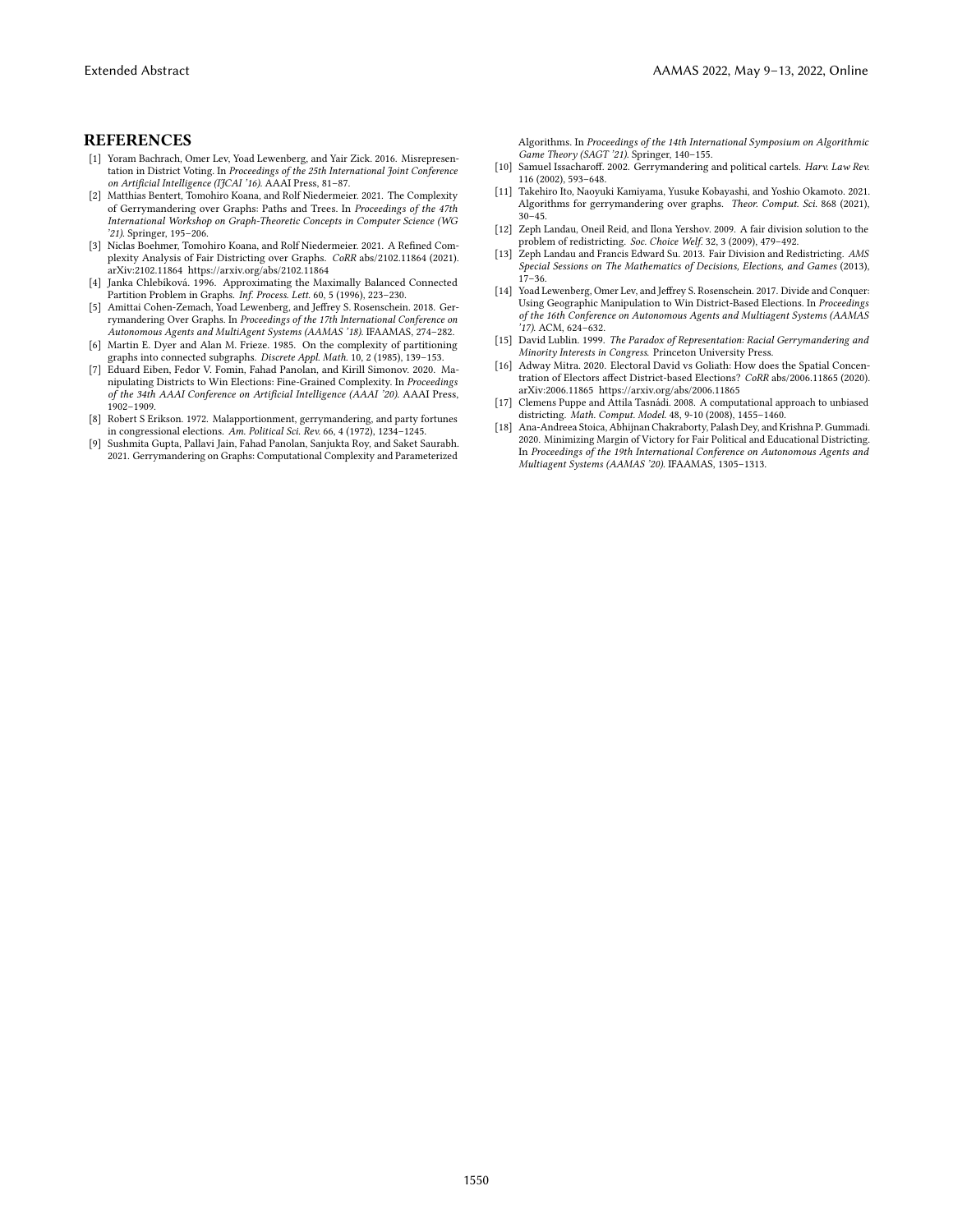## REFERENCES

[1] Yoram Bachrach, Omer Lev, Yoad Lewenberg, and Yair Zick. 2016. Misrepresentation in District Voting. In *Proceedings of the 25th International Joint Conference on Artificial Intelligence (IJCAI '16)*. AAAI Press, 81–87.

[2] Matthias Bentert, Tomohiro Koana, and Rolf Niedermeier. 2021. The Complexity of Gerrymandering over Graphs: Paths and Trees. In *Proceedings of the 47th International Workshop on Graph-Theoretic Concepts in Computer Science (WG '21)*. Springer, 195–206.

[3] Niclas Boehmer, Tomohiro Koana, and Rolf Niedermeier. 2021. A Refined Complexity Analysis of Fair Districting over Graphs. *CoRR* abs/2102.11864 (2021). arXiv:2102.11864 https://arxiv.org/abs/2102.11864

[4] Janka Chlebíková. 1996. Approximating the Maximally Balanced Connected Partition Problem in Graphs. *Inf. Process. Lett.* 60, 5 (1996), 223–230.

[5] Amittai Cohen-Zemach, Yoad Lewenberg, and Jeffrey S. Rosenschein. 2018. Gerrymandering Over Graphs. In *Proceedings of the 17th International Conference on Autonomous Agents and MultiAgent Systems (AAMAS '18)*. IFAAMAS, 274–282.

[6] Martin E. Dyer and Alan M. Frieze. 1985. On the complexity of partitioning graphs into connected subgraphs. *Discrete Appl. Math.* 10, 2 (1985), 139–153.

[7] Eduard Eiben, Fedor V. Fomin, Fahad Panolan, and Kirill Simonov. 2020. Manipulating Districts to Win Elections: Fine-Grained Complexity. In *Proceedings of the 34th AAAI Conference on Artificial Intelligence (AAAI '20)*. AAAI Press, 1902–1909.

[8] Robert S Erikson. 1972. Malapportionment, gerrymandering, and party fortunes in congressional elections. *Am. Political Sci. Rev.* 66, 4 (1972), 1234–1245.

[9] Sushmita Gupta, Pallavi Jain, Fahad Panolan, Sanjukta Roy, and Saket Saurabh. 2021. Gerrymandering on Graphs: Computational Complexity and Parameterized Algorithms. In *Proceedings of the 14th International Symposium on Algorithmic Game Theory (SAGT '21)*. Springer, 140–155.

[10] Samuel Issacharoff. 2002. Gerrymandering and political cartels. *Harv. Law Rev.* 116 (2002), 593–648.

[11] Takehiro Ito, Naoyuki Kamiyama, Yusuke Kobayashi, and Yoshio Okamoto. 2021. Algorithms for gerrymandering over graphs. *Theor. Comput. Sci.* 868 (2021), 30–45.

[12] Zeph Landau, Oneil Reid, and Ilona Yershov. 2009. A fair division solution to the problem of redistricting. *Soc. Choice Welf.* 32, 3 (2009), 479–492.

[13] Zeph Landau and Francis Edward Su. 2013. Fair Division and Redistricting. *AMS Special Sessions on The Mathematics of Decisions, Elections, and Games* (2013), 17–36.

[14] Yoad Lewenberg, Omer Lev, and Jeffrey S. Rosenschein. 2017. Divide and Conquer: Using Geographic Manipulation to Win District-Based Elections. In *Proceedings of the 16th Conference on Autonomous Agents and Multiagent Systems (AAMAS '17)*. ACM, 624–632.

[15] David Lublin. 1999. *The Paradox of Representation: Racial Gerrymandering and Minority Interests in Congress*. Princeton University Press.

[16] Adway Mitra. 2020. Electoral David vs Goliath: How does the Spatial Concentration of Electors affect District-based Elections? *CoRR* abs/2006.11865 (2020). arXiv:2006.11865 https://arxiv.org/abs/2006.11865

[17] Clemens Puppe and Attila Tasnádi. 2008. A computational approach to unbiased districting. *Math. Comput. Model.* 48, 9-10 (2008), 1455–1460.

[18] Ana-Andreea Stoica, Abhijnan Chakraborty, Palash Dey, and Krishna P. Gummadi. 2020. Minimizing Margin of Victory for Fair Political and Educational Districting. In *Proceedings of the 19th International Conference on Autonomous Agents and Multiagent Systems (AAMAS '20)*. IFAAMAS, 1305–1313.